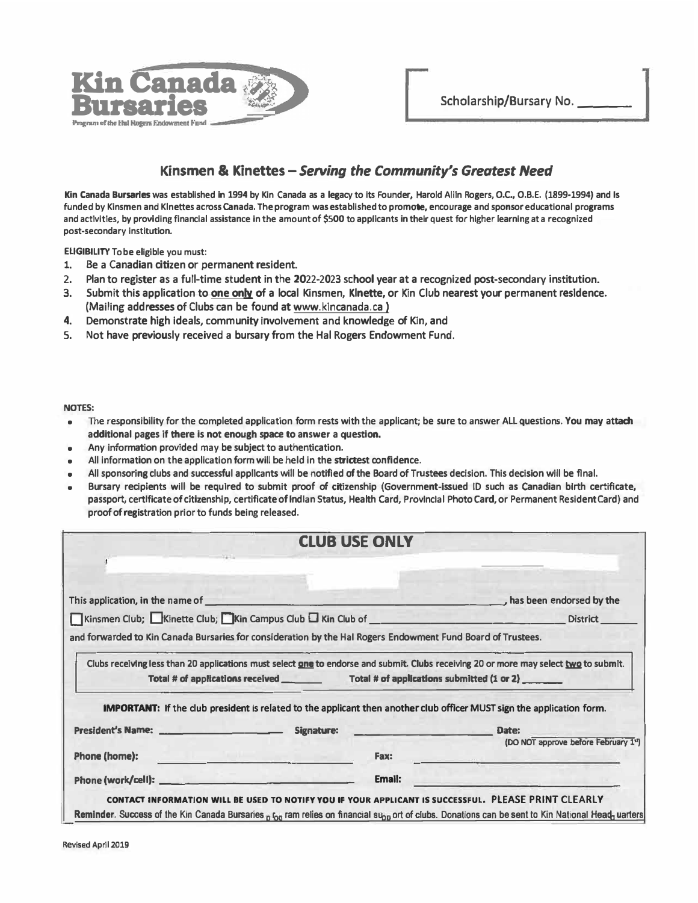**Kin Canada Bursaries**
Program of the Hal Rogers Endowment Fund

Scholarship/Bursary No. ________

## Kinsmen & Kinettes – *Serving the Community's Greatest Need*

**Kin Canada Bursaries** was established in 1994 by Kin Canada as a legacy to its Founder, Harold Allin Rogers, O.C., O.B.E. (1899-1994) and is funded by Kinsmen and Kinettes across Canada. The program was established to promote, encourage and sponsor educational programs and activities, by providing financial assistance in the amount of $500 to applicants in their quest for higher learning at a recognized post-secondary institution.

**ELIGIBILITY** To be eligible you must:

1. Be a Canadian citizen or permanent resident.
2. Plan to register as a full-time student in the 2022-2023 school year at a recognized post-secondary institution.
3. Submit this application to **one only** of a local Kinsmen, Kinette, or Kin Club nearest your permanent residence. (Mailing addresses of Clubs can be found at www.kincanada.ca )
4. Demonstrate high ideals, community involvement and knowledge of Kin, and
5. Not have previously received a bursary from the Hal Rogers Endowment Fund.

**NOTES:**

- The responsibility for the completed application form rests with the applicant; be sure to answer ALL questions. **You may attach additional pages if there is not enough space to answer a question.**
- Any information provided may be subject to authentication.
- All information on the application form will be held in the **strictest confidence**.
- All sponsoring clubs and successful applicants will be notified of the Board of Trustees decision. This decision will be final.
- Bursary recipients will be required to submit proof of citizenship (Government-issued ID such as Canadian birth certificate, passport, certificate of citizenship, certificate of Indian Status, Health Card, Provincial Photo Card, or Permanent Resident Card) and proof of registration prior to funds being released.

## CLUB USE ONLY

This application, in the name of ______________________________, has been endorsed by the

☐ Kinsmen Club; ☐ Kinette Club; ☐ Kin Campus Club ☐ Kin Club of ______________________ District ______

and forwarded to Kin Canada Bursaries for consideration by the Hal Rogers Endowment Fund Board of Trustees.

Clubs receiving less than 20 applications must select **one** to endorse and submit. Clubs receiving 20 or more may select **two** to submit.

**Total # of applications received** ________ **Total # of applications submitted (1 or 2)** ________

**IMPORTANT:** If the club president is related to the applicant then another club officer MUST sign the application form.

**President's Name:** ____________________ **Signature:** ____________________ **Date:** ________
(DO NOT approve before February 1st)

**Phone (home):** ____________________ **Fax:** ____________________

**Phone (work/cell):** ____________________ **Email:** ____________________

**CONTACT INFORMATION WILL BE USED TO NOTIFY YOU IF YOUR APPLICANT IS SUCCESSFUL. PLEASE PRINT CLEARLY**

**Reminder.** Success of the Kin Canada Bursaries program relies on financial support of clubs. Donations can be sent to Kin National Headquarters

Revised April 2019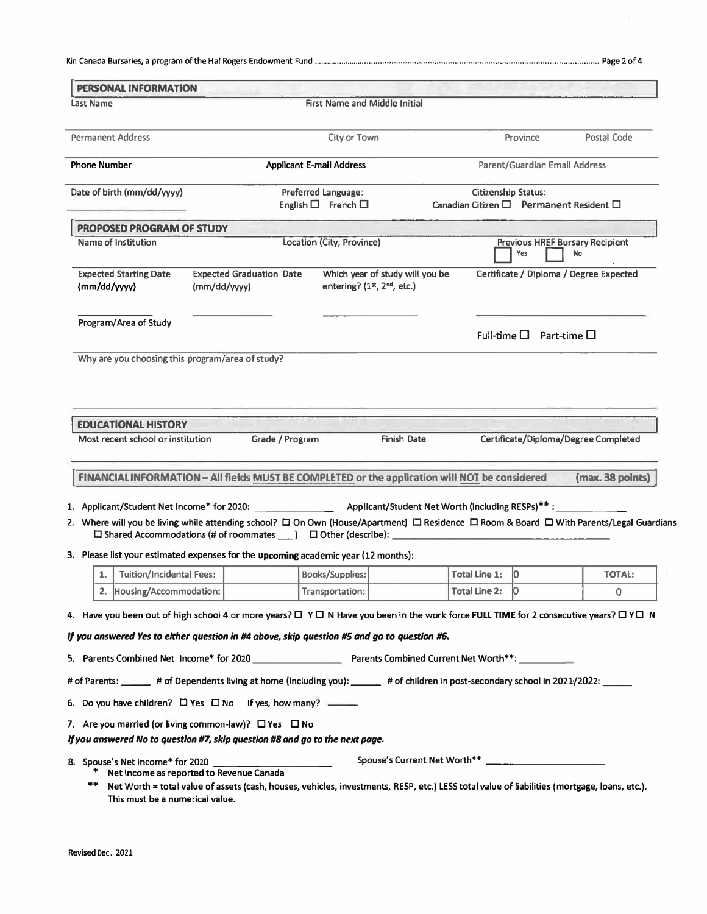## PERSONAL INFORMATION

Last Name | First Name and Middle Initial

Permanent Address | City or Town | Province | Postal Code

Phone Number | Applicant E-mail Address | Parent/Guardian Email Address

Date of birth (mm/dd/yyyy) | Preferred Language: English ☐ French ☐ | Citizenship Status: Canadian Citizen ☐ Permanent Resident ☐

## PROPOSED PROGRAM OF STUDY

Name of Institution | Location (City, Province) | Previous HREF Bursary Recipient ☐ Yes ☐ No

Expected Starting Date (mm/dd/yyyy) | Expected Graduation Date (mm/dd/yyyy) | Which year of study will you be entering? (1st, 2nd, etc.) | Certificate / Diploma / Degree Expected

Program/Area of Study

Full-time ☐ Part-time ☐

Why are you choosing this program/area of study?

## EDUCATIONAL HISTORY

Most recent school or institution | Grade / Program | Finish Date | Certificate/Diploma/Degree Completed

## FINANCIAL INFORMATION – All fields MUST BE COMPLETED or the application will NOT be considered (max. 38 points)

1. Applicant/Student Net Income* for 2020: ______________ Applicant/Student Net Worth (including RESPs)** : ______________
2. Where will you be living while attending school? ☐ On Own (House/Apartment) ☐ Residence ☐ Room & Board ☐ With Parents/Legal Guardians ☐ Shared Accommodations (# of roommates ___ ) ☐ Other (describe): ______________
3. Please list your estimated expenses for the **upcoming** academic year (12 months):

| | | | | | Total Line 1: | 0 | TOTAL: |
|---|---|---|---|---|---|---|---|
| 1. | Tuition/Incidental Fees: | | Books/Supplies: | | Total Line 1: | 0 | TOTAL: |
| 2. | Housing/Accommodation: | | Transportation: | | Total Line 2: | 0 | 0 |

4. Have you been out of high school 4 or more years? ☐ Y ☐ N Have you been in the work force **FULL TIME** for 2 consecutive years? ☐ Y ☐ N

***If you answered Yes to either question in #4 above, skip question #5 and go to question #6.***

5. Parents Combined Net Income* for 2020 ______________ Parents Combined Current Net Worth**: ______________

\# of Parents: ______ # of Dependents living at home (including you): ______ # of children in post-secondary school in 2021/2022: ______

6. Do you have children? ☐ Yes ☐ No If yes, how many? ______
7. Are you married (or living common-law)? ☐ Yes ☐ No

***If you answered No to question #7, skip question #8 and go to the next page.***

8. Spouse's Net Income* for 2020 ______________ Spouse's Current Net Worth** ______________

\* Net Income as reported to Revenue Canada

\*\* Net Worth = total value of assets (cash, houses, vehicles, investments, RESP, etc.) LESS total value of liabilities (mortgage, loans, etc.). This must be a numerical value.

Revised Dec. 2021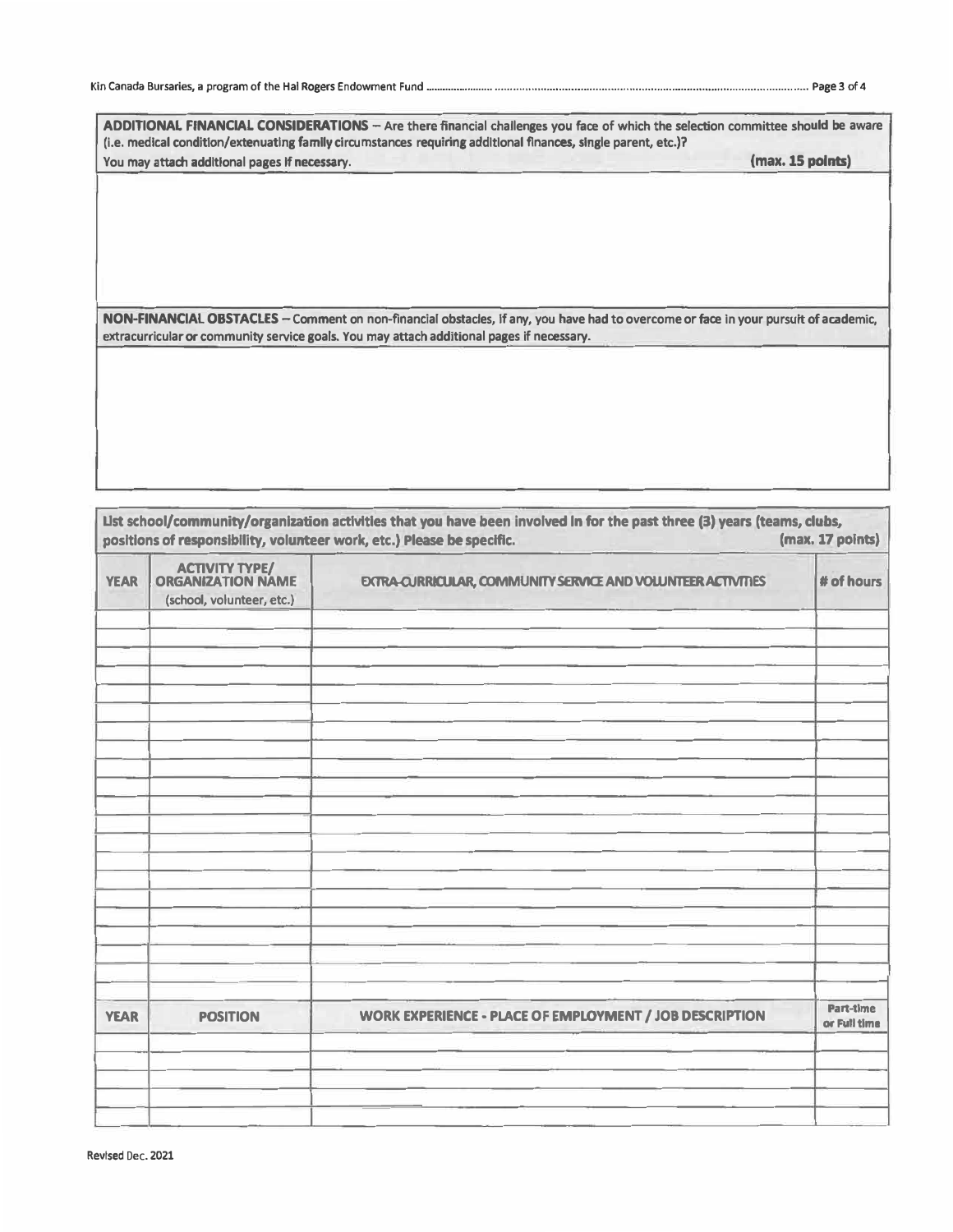**ADDITIONAL FINANCIAL CONSIDERATIONS** – Are there financial challenges you face of which the selection committee should be aware (i.e. medical condition/extenuating family circumstances requiring additional finances, single parent, etc.)?
You may attach additional pages if necessary. **(max. 15 points)**

**NON-FINANCIAL OBSTACLES** – Comment on non-financial obstacles, if any, you have had to overcome or face in your pursuit of academic, extracurricular or community service goals. You may attach additional pages if necessary.

**List school/community/organization activities that you have been involved in for the past three (3) years (teams, clubs, positions of responsibility, volunteer work, etc.) Please be specific. (max. 17 points)**

| YEAR | ACTIVITY TYPE/ ORGANIZATION NAME (school, volunteer, etc.) | EXTRA-CURRICULAR, COMMUNITY SERVICE AND VOLUNTEER ACTIVITIES | # of hours |
|---|---|---|---|
| | | | |
| | | | |
| | | | |
| | | | |
| | | | |
| | | | |
| | | | |
| | | | |
| | | | |
| | | | |
| | | | |
| | | | |
| | | | |
| | | | |
| | | | |
| | | | |
| | | | |
| | | | |
| | | | |
| | | | |

| YEAR | POSITION | WORK EXPERIENCE - PLACE OF EMPLOYMENT / JOB DESCRIPTION | Part-time or Full time |
|---|---|---|---|
| | | | |
| | | | |
| | | | |
| | | | |
| | | | |

Revised Dec. 2021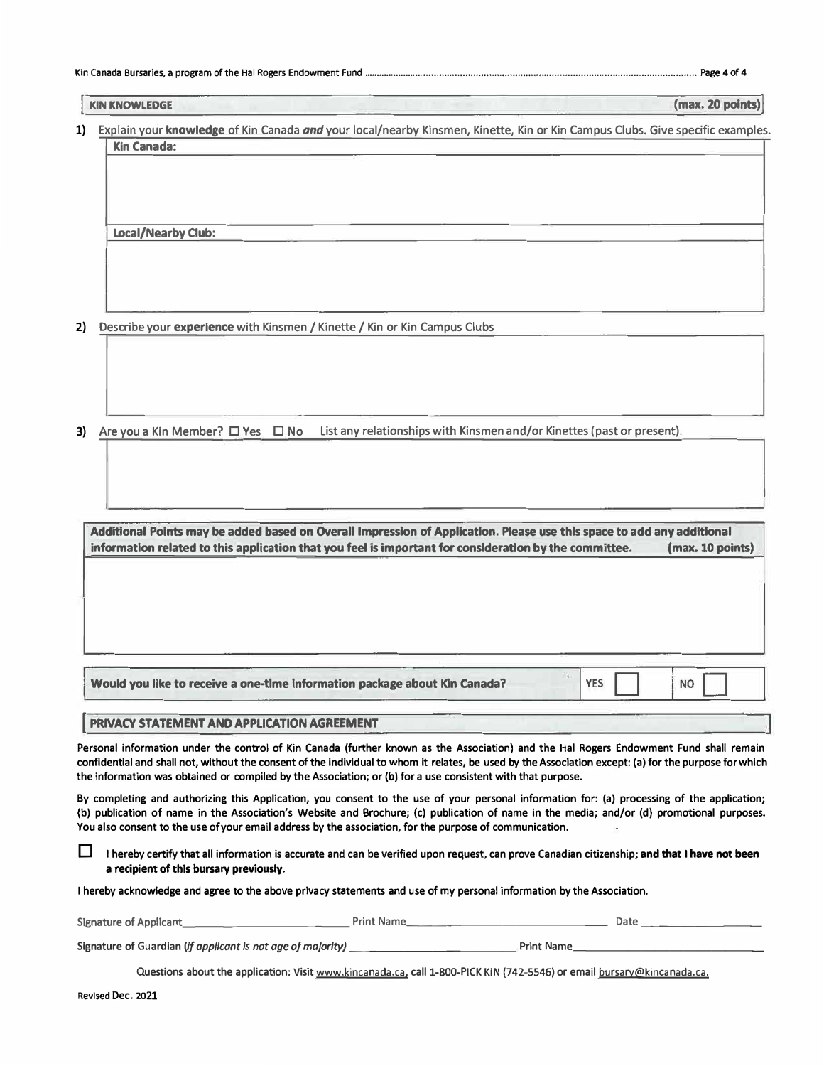## KIN KNOWLEDGE (max. 20 points)

1) Explain your **knowledge** of Kin Canada ***and*** your local/nearby Kinsmen, Kinette, Kin or Kin Campus Clubs. Give specific examples.

**Kin Canada:**

**Local/Nearby Club:**

2) Describe your **experience** with Kinsmen / Kinette / Kin or Kin Campus Clubs

3) Are you a Kin Member? ☐ Yes ☐ No List any relationships with Kinsmen and/or Kinettes (past or present).

**Additional Points may be added based on Overall Impression of Application. Please use this space to add any additional information related to this application that you feel is important for consideration by the committee. (max. 10 points)**

**Would you like to receive a one-time information package about Kin Canada?** YES ☐ NO ☐

## PRIVACY STATEMENT AND APPLICATION AGREEMENT

**Personal information under the control of Kin Canada (further known as the Association) and the Hal Rogers Endowment Fund shall remain confidential and shall not, without the consent of the individual to whom it relates, be used by the Association except: (a) for the purpose for which the information was obtained or compiled by the Association; or (b) for a use consistent with that purpose.**

**By completing and authorizing this Application, you consent to the use of your personal information for: (a) processing of the application; (b) publication of name in the Association's Website and Brochure; (c) publication of name in the media; and/or (d) promotional purposes. You also consent to the use of your email address by the association, for the purpose of communication.**

☐ **I hereby certify that all information is accurate and can be verified upon request, can prove Canadian citizenship; and that I have not been a recipient of this bursary previously.**

**I hereby acknowledge and agree to the above privacy statements and use of my personal information by the Association.**

Signature of Applicant\_\_\_\_\_\_\_\_\_\_\_\_\_\_\_\_ Print Name\_\_\_\_\_\_\_\_\_\_\_\_\_\_\_\_ Date \_\_\_\_\_\_\_\_\_\_

Signature of Guardian (*if applicant is not age of majority*) \_\_\_\_\_\_\_\_\_\_\_\_\_\_\_\_ Print Name\_\_\_\_\_\_\_\_\_\_\_\_\_\_\_\_

Questions about the application: Visit www.kincanada.ca, call 1-800-PICK KIN (742-5546) or email bursary@kincanada.ca.

Revised Dec. 2021